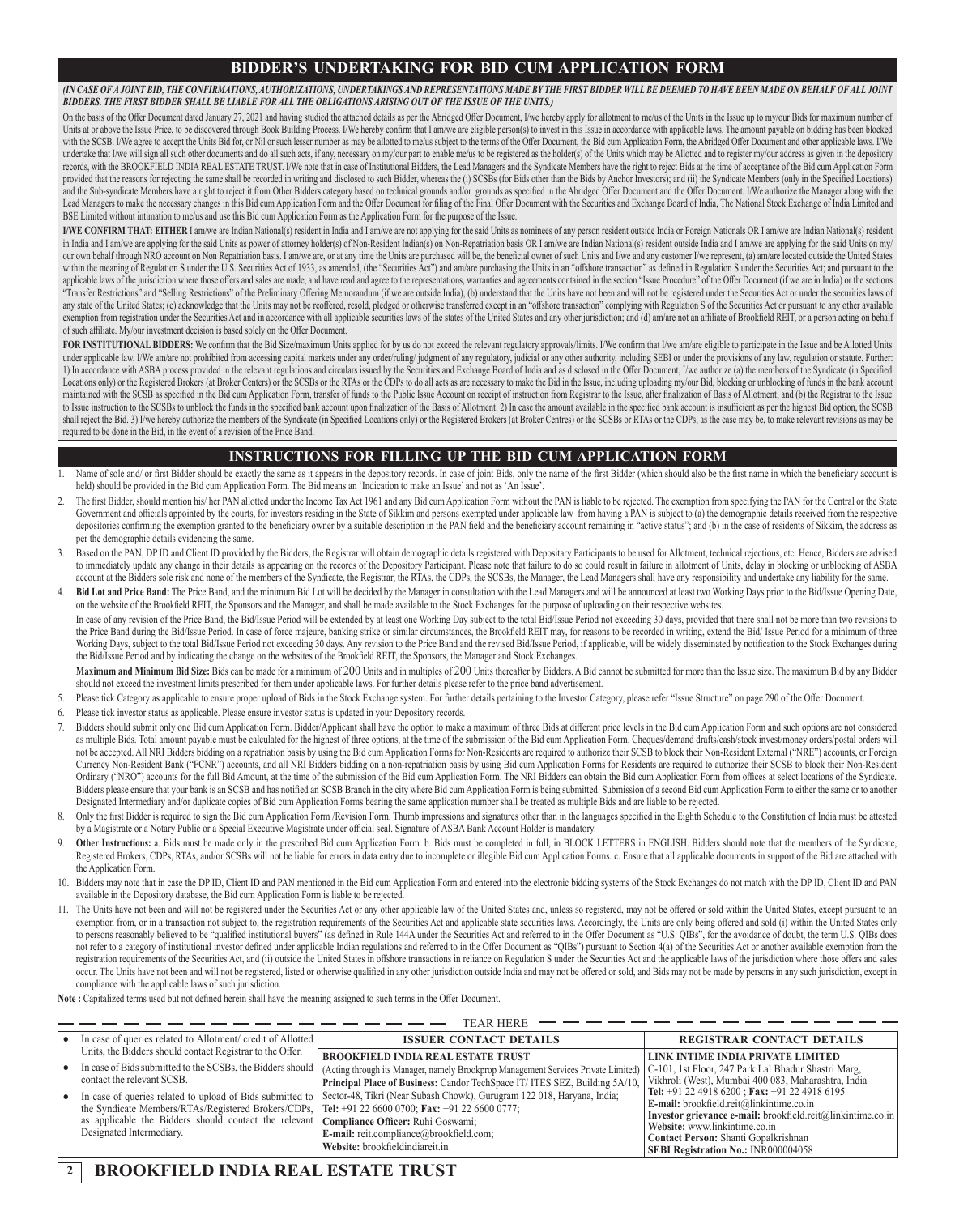## BIDDER'S UNDERTAKING FOR BID CUM APPLICATION FORM

***(IN CASE OF A JOINT BID, THE CONFIRMATIONS, AUTHORIZATIONS, UNDERTAKINGS AND REPRESENTATIONS MADE BY THE FIRST BIDDER WILL BE DEEMED TO HAVE BEEN MADE ON BEHALF OF ALL JOINT BIDDERS. THE FIRST BIDDER SHALL BE LIABLE FOR ALL THE OBLIGATIONS ARISING OUT OF THE ISSUE OF THE UNITS.)***

On the basis of the Offer Document dated January 27, 2021 and having studied the attached details as per the Abridged Offer Document, I/we hereby apply for allotment to me/us of the Units in the Issue up to my/our Bids for maximum number of Units at or above the Issue Price, to be discovered through Book Building Process. I/We hereby confirm that I am/we are eligible person(s) to invest in this Issue in accordance with applicable laws. The amount payable on bidding has been blocked with the SCSB. I/We agree to accept the Units Bid for, or Nil or such lesser number as may be allotted to me/us subject to the terms of the Offer Document, the Bid cum Application Form, the Abridged Offer Document and other applicable laws. I/We undertake that I/we will sign all such other documents and do all such acts, if any, necessary on my/our part to enable me/us to be registered as the holder(s) of the Units which may be Allotted and to register my/our address as given in the depository records, with the BROOKFIELD INDIA REAL ESTATE TRUST. I/We note that in case of Institutional Bidders, the Lead Managers and the Syndicate Members have the right to reject Bids at the time of acceptance of the Bid cum Application Form provided that the reasons for rejecting the same shall be recorded in writing and disclosed to such Bidder, whereas the (i) SCSBs (for Bids other than the Bids by Anchor Investors); and (ii) the Syndicate Members (only in the Specified Locations) and the Sub-syndicate Members have a right to reject it from Other Bidders category based on technical grounds and/or grounds as specified in the Abridged Offer Document and the Offer Document. I/We authorize the Manager along with the Lead Managers to make the necessary changes in this Bid cum Application Form and the Offer Document for filing of the Final Offer Document with the Securities and Exchange Board of India, The National Stock Exchange of India Limited and BSE Limited without intimation to me/us and use this Bid cum Application Form as the Application Form for the purpose of the Issue.

**I/WE CONFIRM THAT: EITHER** I am/we are Indian National(s) resident in India and I am/we are not applying for the said Units as nominees of any person resident outside India or Foreign Nationals OR I am/we are Indian National(s) resident in India and I am/we are applying for the said Units as power of attorney holder(s) of Non-Resident Indian(s) on Non-Repatriation basis OR I am/we are Indian National(s) resident outside India and I am/we are applying for the said Units on my/our own behalf through NRO account on Non Repatriation basis. I am/we are, or at any time the Units are purchased will be, the beneficial owner of such Units and I/we and any customer I/we represent, (a) am/are located outside the United States within the meaning of Regulation S under the U.S. Securities Act of 1933, as amended, (the "Securities Act") and am/are purchasing the Units in an "offshore transaction" as defined in Regulation S under the Securities Act; and pursuant to the applicable laws of the jurisdiction where those offers and sales are made, and have read and agree to the representations, warranties and agreements contained in the section "Issue Procedure" of the Offer Document (if we are in India) or the sections "Transfer Restrictions" and "Selling Restrictions" of the Preliminary Offering Memorandum (if we are outside India), (b) understand that the Units have not been and will not be registered under the Securities Act or under the securities laws of any state of the United States; (c) acknowledge that the Units may not be reoffered, resold, pledged or otherwise transferred except in an "offshore transaction" complying with Regulation S of the Securities Act or pursuant to any other available exemption from registration under the Securities Act and in accordance with all applicable securities laws of the states of the United States and any other jurisdiction; and (d) am/are not an affiliate of Brookfield REIT, or a person acting on behalf of such affiliate. My/our investment decision is based solely on the Offer Document.

**FOR INSTITUTIONAL BIDDERS:** We confirm that the Bid Size/maximum Units applied for by us do not exceed the relevant regulatory approvals/limits. I/We confirm that I/we am/are eligible to participate in the Issue and be Allotted Units under applicable law. I/We am/are not prohibited from accessing capital markets under any order/ruling/ judgment of any regulatory, judicial or any other authority, including SEBI or under the provisions of any law, regulation or statute. Further: 1) In accordance with ASBA process provided in the relevant regulations and circulars issued by the Securities and Exchange Board of India and as disclosed in the Offer Document, I/We authorize (a) the members of the Syndicate (in Specified Locations only) or the Registered Brokers (at Broker Centers) or the SCSBs or the RTAs or the CDPs to do all acts as are necessary to make the Bid in the Issue, including uploading my/our Bid, blocking or unblocking of funds in the bank account maintained with the SCSB as specified in the Bid cum Application Form, transfer of funds to the Public Issue Account on receipt of instruction from Registrar to the Issue, after finalization of Basis of Allotment; and (b) the Registrar to the Issue to Issue instruction to the SCSBs to unblock the funds in the specified bank account upon finalization of the Basis of Allotment. 2) In case the amount available in the specified bank account is insufficient as per the highest Bid option, the SCSB shall reject the Bid. 3) I/we hereby authorize the members of the Syndicate (in Specified Locations only) or the Registered Brokers (at Broker Centres) or the SCSBs or RTAs or the CDPs, as the case may be, to make relevant revisions as may be required to be done in the Bid, in the event of a revision of the Price Band.

## INSTRUCTIONS FOR FILLING UP THE BID CUM APPLICATION FORM

1. Name of sole and/ or first Bidder should be exactly the same as it appears in the depository records. In case of joint Bids, only the name of the first Bidder (which should also be the first name in which the beneficiary account is held) should be provided in the Bid cum Application Form. The Bid means an 'Indication to make an Issue' and not as 'An Issue'.
2. The first Bidder, should mention his/ her PAN allotted under the Income Tax Act 1961 and any Bid cum Application Form without the PAN is liable to be rejected. The exemption from specifying the PAN for the Central or the State Government and officials appointed by the courts, for investors residing in the State of Sikkim and persons exempted under applicable law from having a PAN is subject to (a) the demographic details received from the respective depositories confirming the exemption granted to the beneficiary owner by a suitable description in the PAN field and the beneficiary account remaining in "active status"; and (b) in the case of residents of Sikkim, the address as per the demographic details evidencing the same.
3. Based on the PAN, DP ID and Client ID provided by the Bidders, the Registrar will obtain demographic details registered with Depositary Participants to be used for Allotment, technical rejections, etc. Hence, Bidders are advised to immediately update any change in their details as appearing on the records of the Depository Participant. Please note that failure to do so could result in failure in allotment of Units, delay in blocking or unblocking of ASBA account at the Bidders sole risk and none of the members of the Syndicate, the Registrar, the RTAs, the CDPs, the SCSBs, the Manager, the Lead Managers shall have any responsibility and undertake any liability for the same.
4. **Bid Lot and Price Band:** The Price Band, and the minimum Bid Lot will be decided by the Manager in consultation with the Lead Managers and will be announced at least two Working Days prior to the Bid/Issue Opening Date, on the website of the Brookfield REIT, the Sponsors and the Manager, and shall be made available to the Stock Exchanges for the purpose of uploading on their respective websites.

   In case of any revision of the Price Band, the Bid/Issue Period will be extended by at least one Working Day subject to the total Bid/Issue Period not exceeding 30 days, provided that there shall not be more than two revisions to the Price Band during the Bid/Issue Period. In case of force majeure, banking strike or similar circumstances, the Brookfield REIT may, for reasons to be recorded in writing, extend the Bid/ Issue Period for a minimum of three Working Days, subject to the total Bid/Issue Period not exceeding 30 days. Any revision to the Price Band and the revised Bid/Issue Period, if applicable, will be widely disseminated by notification to the Stock Exchanges during the Bid/Issue Period and by indicating the change on the websites of the Brookfield REIT, the Sponsors, the Manager and Stock Exchanges.

   **Maximum and Minimum Bid Size:** Bids can be made for a minimum of 200 Units and in multiples of 200 Units thereafter by Bidders. A Bid cannot be submitted for more than the Issue size. The maximum Bid by any Bidder should not exceed the investment limits prescribed for them under applicable laws. For further details please refer to the price band advertisement.
5. Please tick Category as applicable to ensure proper upload of Bids in the Stock Exchange system. For further details pertaining to the Investor Category, please refer "Issue Structure" on page 290 of the Offer Document.
6. Please tick investor status as applicable. Please ensure investor status is updated in your Depository records.
7. Bidders should submit only one Bid cum Application Form. Bidder/Applicant shall have the option to make a maximum of three Bids at different price levels in the Bid cum Application Form and such options are not considered as multiple Bids. Total amount payable must be calculated for the highest of three options, at the time of the submission of the Bid cum Application Form. Cheques/demand drafts/cash/stock invest/money orders/postal orders will not be accepted. All NRI Bidders bidding on a repatriation basis by using the Bid cum Application Forms for Non-Residents are required to authorize their SCSB to block their Non-Resident External ("NRE") accounts, or Foreign Currency Non-Resident Bank ("FCNR") accounts, and all NRI Bidders bidding on a non-repatriation basis by using Bid cum Application Forms for Residents are required to authorize their SCSB to block their Non-Resident Ordinary ("NRO") accounts for the full Bid Amount, at the time of the submission of the Bid cum Application Form. The NRI Bidders can obtain the Bid cum Application Form from offices at select locations of the Syndicate. Bidders please ensure that your bank is an SCSB and has notified an SCSB Branch in the city where Bid cum Application Form is being submitted. Submission of a second Bid cum Application Form to either the same or to another Designated Intermediary and/or duplicate copies of Bid cum Application Forms bearing the same application number shall be treated as multiple Bids and are liable to be rejected.
8. Only the first Bidder is required to sign the Bid cum Application Form /Revision Form. Thumb impressions and signatures other than in the languages specified in the Eighth Schedule to the Constitution of India must be attested by a Magistrate or a Notary Public or a Special Executive Magistrate under official seal. Signature of ASBA Bank Account Holder is mandatory.
9. **Other Instructions:** a. Bids must be made only in the prescribed Bid cum Application Form. b. Bids must be completed in full, in BLOCK LETTERS in ENGLISH. Bidders should note that the members of the Syndicate, Registered Brokers, CDPs, RTAs, and/or SCSBs will not be liable for errors in data entry due to incomplete or illegible Bid cum Application Forms. c. Ensure that all applicable documents in support of the Bid are attached with the Application Form.
10. Bidders may note that in case the DP ID, Client ID and PAN mentioned in the Bid cum Application Form and entered into the electronic bidding systems of the Stock Exchanges do not match with the DP ID, Client ID and PAN available in the Depository database, the Bid cum Application Form is liable to be rejected.
11. The Units have not been and will not be registered under the Securities Act or any other applicable law of the United States and, unless so registered, may not be offered or sold within the United States, except pursuant to an exemption from, or in a transaction not subject to, the registration requirements of the Securities Act and applicable state securities laws. Accordingly, the Units are only being offered and sold (i) within the United States only to persons reasonably believed to be "qualified institutional buyers" (as defined in Rule 144A under the Securities Act and referred to in the Offer Document as "U.S. QIBs", for the avoidance of doubt, the term U.S. QIBs does not refer to a category of institutional investor defined under applicable Indian regulations and referred to in the Offer Document as "QIBs") pursuant to Section 4(a) of the Securities Act or another available exemption from the registration requirements of the Securities Act, and (ii) outside the United States in offshore transactions in reliance on Regulation S under the Securities Act and the applicable laws of the jurisdiction where those offers and sales occur. The Units have not been and will not be registered, listed or otherwise qualified in any other jurisdiction outside India and may not be offered or sold, and Bids may not be made by persons in any such jurisdiction, except in compliance with the applicable laws of such jurisdiction.

**Note :** Capitalized terms used but not defined herein shall have the meaning assigned to such terms in the Offer Document.

TEAR HERE

| | ISSUER CONTACT DETAILS | REGISTRAR CONTACT DETAILS |
|---|---|---|
| • In case of queries related to Allotment/ credit of Allotted Units, the Bidders should contact Registrar to the Offer.<br>• In case of Bids submitted to the SCSBs, the Bidders should contact the relevant SCSB.<br>• In case of queries related to upload of Bids submitted to the Syndicate Members/RTAs/Registered Brokers/CDPs, as applicable the Bidders should contact the relevant Designated Intermediary. | **BROOKFIELD INDIA REAL ESTATE TRUST**<br>(Acting through its Manager, namely Brookprop Management Services Private Limited)<br>**Principal Place of Business:** Candor TechSpace IT/ ITES SEZ, Building 5A/10, Sector-48, Tikri (Near Subash Chowk), Gurugram 122 018, Haryana, India;<br>**Tel:** +91 22 6600 0700; **Fax:** +91 22 6600 0777;<br>**Compliance Officer:** Ruhi Goswami;<br>**E-mail:** reit.compliance@brookfield.com;<br>**Website:** brookfieldindiareit.in | **LINK INTIME INDIA PRIVATE LIMITED**<br>C-101, 1st Floor, 247 Park Lal Bhadur Shastri Marg, Vikhroli (West), Mumbai 400 083, Maharashtra, India<br>**Tel:** +91 22 4918 6200 ; **Fax:** +91 22 4918 6195<br>**E-mail:** brookfield.reit@linkintime.co.in<br>**Investor grievance e-mail:** brookfield.reit@linkintime.co.in<br>**Website:** www.linkintime.co.in<br>**Contact Person:** Shanti Gopalkrishnan<br>**SEBI Registration No.:** INR000004058 |

## BROOKFIELD INDIA REAL ESTATE TRUST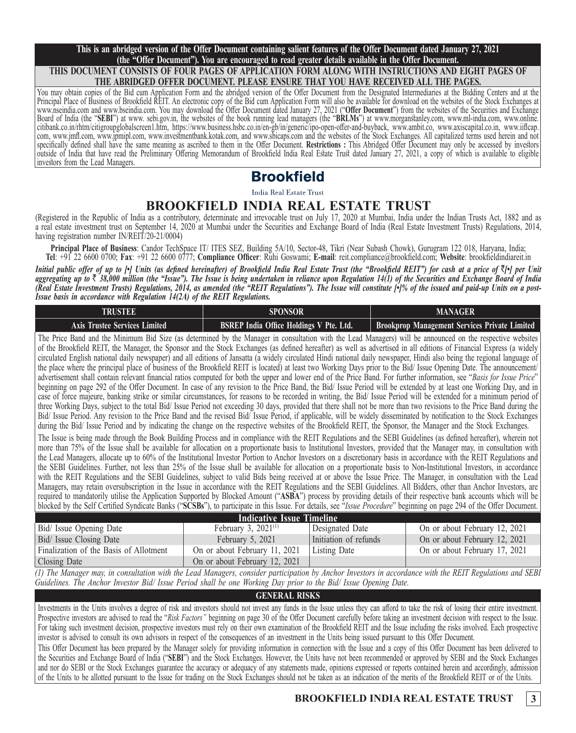**This is an abridged version of the Offer Document containing salient features of the Offer Document dated January 27, 2021 (the "Offer Document"). You are encouraged to read greater details available in the Offer Document.**

**THIS DOCUMENT CONSISTS OF FOUR PAGES OF APPLICATION FORM ALONG WITH INSTRUCTIONS AND EIGHT PAGES OF THE ABRIDGED OFFER DOCUMENT. PLEASE ENSURE THAT YOU HAVE RECEIVED ALL THE PAGES.**

You may obtain copies of the Bid cum Application Form and the abridged version of the Offer Document from the Designated Intermediaries at the Bidding Centers and at the Principal Place of Business of Brookfield REIT. An electronic copy of the Bid cum Application Form will also be available for download on the websites of the Stock Exchanges at www.nseindia.com and www.bseindia.com. You may download the Offer Document dated January 27, 2021 ("**Offer Document**") from the websites of the Securities and Exchange Board of India (the "**SEBI**") at www. sebi.gov.in, the websites of the book running lead managers (the "**BRLMs**") at www.morganstanley.com, www.ml-india.com, www.online. citibank.co.in/rhtm/citigroupglobalscreen1.htm, https://www.business.hsbc.co.in/en-gb/in/generic/ipo-open-offer-and-buyback, www.ambit.co, www.axiscapital.co.in, www.iiflcap. com, www.jmfl.com, www.jpmipl.com, www.investmentbank.kotak.com, and www.sbicaps.com and the websites of the Stock Exchanges. All capitalized terms used herein and not specifically defined shall have the same meaning as ascribed to them in the Offer Document. **Restrictions :** This Abridged Offer Document may only be accessed by investors outside of India that have read the Preliminary Offering Memorandum of Brookfield India Real Estate Trust dated January 27, 2021, a copy of which is available to eligible investors from the Lead Managers.

**Brookfield**

India Real Estate Trust

# BROOKFIELD INDIA REAL ESTATE TRUST

(Registered in the Republic of India as a contributory, determinate and irrevocable trust on July 17, 2020 at Mumbai, India under the Indian Trusts Act, 1882 and as a real estate investment trust on September 14, 2020 at Mumbai under the Securities and Exchange Board of India (Real Estate Investment Trusts) Regulations, 2014, having registration number IN/REIT/20-21/0004)

**Principal Place of Business**: Candor TechSpace IT/ ITES SEZ, Building 5A/10, Sector-48, Tikri (Near Subash Chowk), Gurugram 122 018, Haryana, India; **Tel**: +91 22 6600 0700; **Fax**: +91 22 6600 0777; **Compliance Officer**: Ruhi Goswami; **E-mail**: reit.compliance@brookfield.com; **Website**: brookfieldindiareit.in

***Initial public offer of up to [•] Units (as defined hereinafter) of Brookfield India Real Estate Trust (the "Brookfield REIT") for cash at a price of ₹[•] per Unit aggregating up to ₹ 38,000 million (the "Issue"). The Issue is being undertaken in reliance upon Regulation 14(1) of the Securities and Exchange Board of India (Real Estate Investment Trusts) Regulations, 2014, as amended (the "REIT Regulations"). The Issue will constitute [•]% of the issued and paid-up Units on a post-Issue basis in accordance with Regulation 14(2A) of the REIT Regulations.***

| TRUSTEE | SPONSOR | MANAGER |
|---|---|---|
| Axis Trustee Services Limited | BSREP India Office Holdings V Pte. Ltd. | Brookprop Management Services Private Limited |

The Price Band and the Minimum Bid Size (as determined by the Manager in consultation with the Lead Managers) will be announced on the respective websites of the Brookfield REIT, the Manager, the Sponsor and the Stock Exchanges (as defined hereafter) as well as advertised in all editions of Financial Express (a widely circulated English national daily newspaper) and all editions of Jansatta (a widely circulated Hindi national daily newspaper, Hindi also being the regional language of the place where the principal place of business of the Brookfield REIT is located) at least two Working Days prior to the Bid/ Issue Opening Date. The announcement/ advertisement shall contain relevant financial ratios computed for both the upper and lower end of the Price Band. For further information, see "*Basis for Issue Price*" beginning on page 292 of the Offer Document. In case of any revision to the Price Band, the Bid/ Issue Period will be extended by at least one Working Day, and in case of force majeure, banking strike or similar circumstances, for reasons to be recorded in writing, the Bid/ Issue Period will be extended for a minimum period of three Working Days, subject to the total Bid/ Issue Period not exceeding 30 days, provided that there shall not be more than two revisions to the Price Band during the Bid/ Issue Period. Any revision to the Price Band and the revised Bid/ Issue Period, if applicable, will be widely disseminated by notification to the Stock Exchanges during the Bid/ Issue Period and by indicating the change on the respective websites of the Brookfield REIT, the Sponsor, the Manager and the Stock Exchanges.

The Issue is being made through the Book Building Process and in compliance with the REIT Regulations and the SEBI Guidelines (as defined hereafter), wherein not more than 75% of the Issue shall be available for allocation on a proportionate basis to Institutional Investors, provided that the Manager may, in consultation with the Lead Managers, allocate up to 60% of the Institutional Investor Portion to Anchor Investors on a discretionary basis in accordance with the REIT Regulations and the SEBI Guidelines. Further, not less than 25% of the Issue shall be available for allocation on a proportionate basis to Non-Institutional Investors, in accordance with the REIT Regulations and the SEBI Guidelines, subject to valid Bids being received at or above the Issue Price. The Manager, in consultation with the Lead Managers, may retain oversubscription in the Issue in accordance with the REIT Regulations and the SEBI Guidelines. All Bidders, other than Anchor Investors, are required to mandatorily utilise the Application Supported by Blocked Amount ("**ASBA**") process by providing details of their respective bank accounts which will be blocked by the Self Certified Syndicate Banks ("**SCSBs**"), to participate in this Issue. For details, see "*Issue Procedure*" beginning on page 294 of the Offer Document.

| Indicative Issue Timeline | | | |
|---|---|---|---|
| Bid/ Issue Opening Date | February 3, 2021[(1)] | Designated Date | On or about February 12, 2021 |
| Bid/ Issue Closing Date | February 5, 2021 | Initiation of refunds | On or about February 12, 2021 |
| Finalization of the Basis of Allotment | On or about February 11, 2021 | Listing Date | On or about February 17, 2021 |
| Closing Date | On or about February 12, 2021 | | |

*(1) The Manager may, in consultation with the Lead Managers, consider participation by Anchor Investors in accordance with the REIT Regulations and SEBI Guidelines. The Anchor Investor Bid/ Issue Period shall be one Working Day prior to the Bid/ Issue Opening Date.*

## GENERAL RISKS

Investments in the Units involves a degree of risk and investors should not invest any funds in the Issue unless they can afford to take the risk of losing their entire investment. Prospective investors are advised to read the "*Risk Factors"* beginning on page 30 of the Offer Document carefully before taking an investment decision with respect to the Issue. For taking such investment decision, prospective investors must rely on their own examination of the Brookfield REIT and the Issue including the risks involved. Each prospective investor is advised to consult its own advisors in respect of the consequences of an investment in the Units being issued pursuant to this Offer Document.

This Offer Document has been prepared by the Manager solely for providing information in connection with the Issue and a copy of this Offer Document has been delivered to the Securities and Exchange Board of India ("**SEBI**") and the Stock Exchanges. However, the Units have not been recommended or approved by SEBI and the Stock Exchanges and nor do SEBI or the Stock Exchanges guarantee the accuracy or adequacy of any statements made, opinions expressed or reports contained herein and accordingly, admission of the Units to be allotted pursuant to the Issue for trading on the Stock Exchanges should not be taken as an indication of the merits of the Brookfield REIT or of the Units.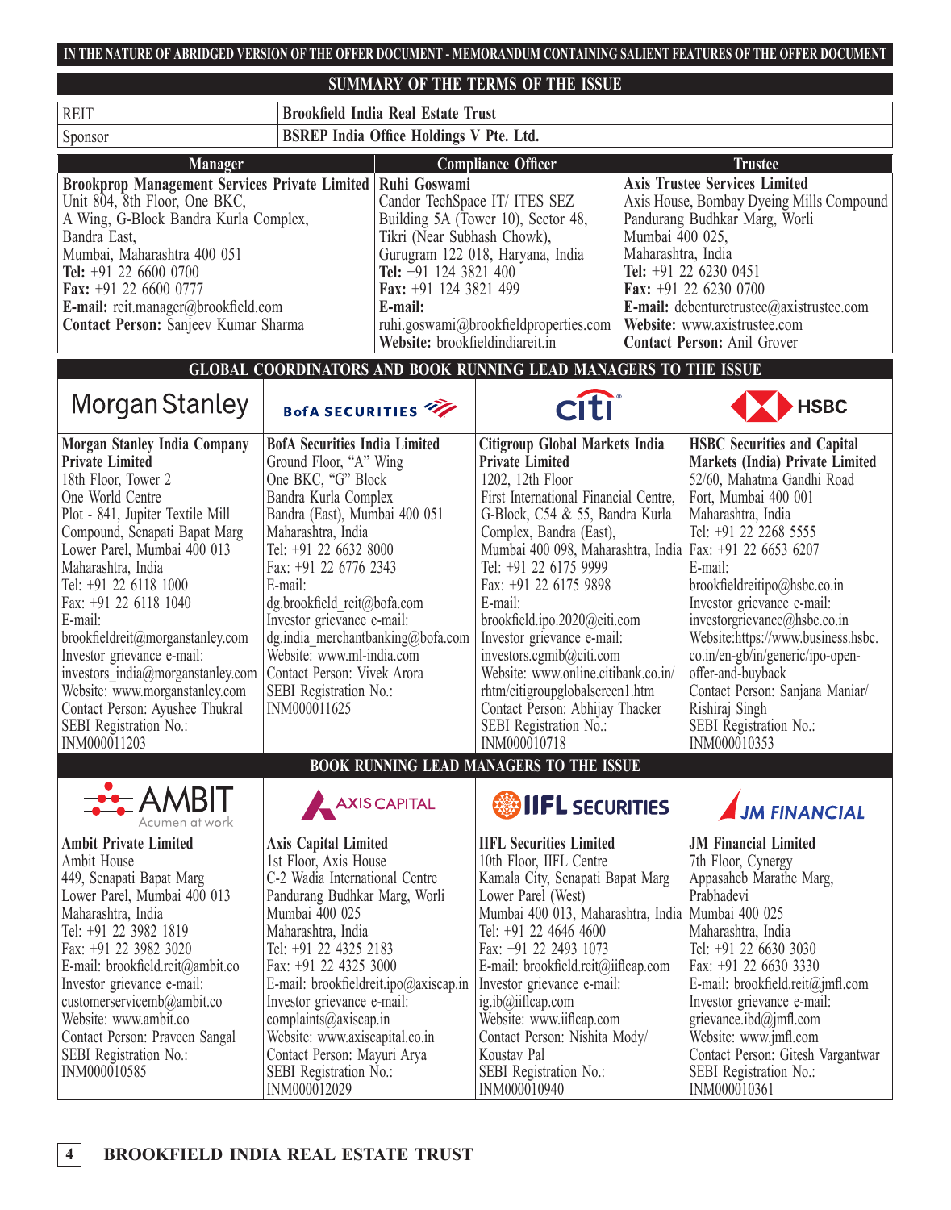**IN THE NATURE OF ABRIDGED VERSION OF THE OFFER DOCUMENT - MEMORANDUM CONTAINING SALIENT FEATURES OF THE OFFER DOCUMENT**

## SUMMARY OF THE TERMS OF THE ISSUE

| | |
|---|---|
| REIT | **Brookfield India Real Estate Trust** |
| Sponsor | **BSREP India Office Holdings V Pte. Ltd.** |

| Manager | Compliance Officer | Trustee |
|---|---|---|
| **Brookprop Management Services Private Limited**<br>Unit 804, 8th Floor, One BKC,<br>A Wing, G-Block Bandra Kurla Complex,<br>Bandra East,<br>Mumbai, Maharashtra 400 051<br>**Tel:** +91 22 6600 0700<br>**Fax:** +91 22 6600 0777<br>**E-mail:** reit.manager@brookfield.com<br>**Contact Person:** Sanjeev Kumar Sharma | **Ruhi Goswami**<br>Candor TechSpace IT/ ITES SEZ<br>Building 5A (Tower 10), Sector 48,<br>Tikri (Near Subhash Chowk),<br>Gurugram 122 018, Haryana, India<br>**Tel:** +91 124 3821 400<br>**Fax:** +91 124 3821 499<br>**E-mail:**<br>ruhi.goswami@brookfieldproperties.com<br>**Website:** brookfieldindiareit.in | **Axis Trustee Services Limited**<br>Axis House, Bombay Dyeing Mills Compound<br>Pandurang Budhkar Marg, Worli<br>Mumbai 400 025,<br>Maharashtra, India<br>**Tel:** +91 22 6230 0451<br>**Fax:** +91 22 6230 0700<br>**E-mail:** debenturetrustee@axistrustee.com<br>**Website:** www.axistrustee.com<br>**Contact Person:** Anil Grover |

## GLOBAL COORDINATORS AND BOOK RUNNING LEAD MANAGERS TO THE ISSUE

| Morgan Stanley | BofA SECURITIES | citi | HSBC |
|---|---|---|---|
| **Morgan Stanley India Company Private Limited**<br>18th Floor, Tower 2<br>One World Centre<br>Plot - 841, Jupiter Textile Mill Compound, Senapati Bapat Marg<br>Lower Parel, Mumbai 400 013<br>Maharashtra, India<br>Tel: +91 22 6118 1000<br>Fax: +91 22 6118 1040<br>E-mail:<br>brookfieldreit@morganstanley.com<br>Investor grievance e-mail:<br>investors_india@morganstanley.com<br>Website: www.morganstanley.com<br>Contact Person: Ayushee Thukral<br>SEBI Registration No.:<br>INM000011203 | **BofA Securities India Limited**<br>Ground Floor, "A" Wing<br>One BKC, "G" Block<br>Bandra Kurla Complex<br>Bandra (East), Mumbai 400 051<br>Maharashtra, India<br>Tel: +91 22 6632 8000<br>Fax: +91 22 6776 2343<br>E-mail:<br>dg.brookfield_reit@bofa.com<br>Investor grievance e-mail:<br>dg.india_merchantbanking@bofa.com<br>Website: www.ml-india.com<br>Contact Person: Vivek Arora<br>SEBI Registration No.:<br>INM000011625 | **Citigroup Global Markets India Private Limited**<br>1202, 12th Floor<br>First International Financial Centre, G-Block, C54 & 55, Bandra Kurla Complex, Bandra (East),<br>Mumbai 400 098, Maharashtra, India<br>Tel: +91 22 6175 9999<br>Fax: +91 22 6175 9898<br>E-mail:<br>brookfield.ipo.2020@citi.com<br>Investor grievance e-mail:<br>investors.cgmib@citi.com<br>Website: www.online.citibank.co.in/rhtm/citigroupglobalscreen1.htm<br>Contact Person: Abhijay Thacker<br>SEBI Registration No.:<br>INM000010718 | **HSBC Securities and Capital Markets (India) Private Limited**<br>52/60, Mahatma Gandhi Road<br>Fort, Mumbai 400 001<br>Maharashtra, India<br>Tel: +91 22 2268 5555<br>Fax: +91 22 6653 6207<br>E-mail:<br>brookfieldreitipo@hsbc.co.in<br>Investor grievance e-mail:<br>investorgrievance@hsbc.co.in<br>Website:https://www.business.hsbc.co.in/en-gb/in/generic/ipo-open-offer-and-buyback<br>Contact Person: Sanjana Maniar/ Rishiraj Singh<br>SEBI Registration No.:<br>INM000010353 |

## BOOK RUNNING LEAD MANAGERS TO THE ISSUE

| AMBIT Acumen at work | AXIS CAPITAL | IIFL SECURITIES | JM FINANCIAL |
|---|---|---|---|
| **Ambit Private Limited**<br>Ambit House<br>449, Senapati Bapat Marg<br>Lower Parel, Mumbai 400 013<br>Maharashtra, India<br>Tel: +91 22 3982 1819<br>Fax: +91 22 3982 3020<br>E-mail: brookfield.reit@ambit.co<br>Investor grievance e-mail:<br>customerservicemb@ambit.co<br>Website: www.ambit.co<br>Contact Person: Praveen Sangal<br>SEBI Registration No.:<br>INM000010585 | **Axis Capital Limited**<br>1st Floor, Axis House<br>C-2 Wadia International Centre<br>Pandurang Budhkar Marg, Worli<br>Mumbai 400 025<br>Maharashtra, India<br>Tel: +91 22 4325 2183<br>Fax: +91 22 4325 3000<br>E-mail: brookfieldreit.ipo@axiscap.in<br>Investor grievance e-mail:<br>complaints@axiscap.in<br>Website: www.axiscapital.co.in<br>Contact Person: Mayuri Arya<br>SEBI Registration No.:<br>INM000012029 | **IIFL Securities Limited**<br>10th Floor, IIFL Centre<br>Kamala City, Senapati Bapat Marg<br>Lower Parel (West)<br>Mumbai 400 013, Maharashtra, India<br>Tel: +91 22 4646 4600<br>Fax: +91 22 2493 1073<br>E-mail: brookfield.reit@iiflcap.com<br>Investor grievance e-mail:<br>ig.ib@iiflcap.com<br>Website: www.iiflcap.com<br>Contact Person: Nishita Mody/ Koustav Pal<br>SEBI Registration No.:<br>INM000010940 | **JM Financial Limited**<br>7th Floor, Cynergy<br>Appasaheb Marathe Marg,<br>Prabhadevi<br>Mumbai 400 025<br>Maharashtra, India<br>Tel: +91 22 6630 3030<br>Fax: +91 22 6630 3330<br>E-mail: brookfield.reit@jmfl.com<br>Investor grievance e-mail:<br>grievance.ibd@jmfl.com<br>Website: www.jmfl.com<br>Contact Person: Gitesh Vargantwar<br>SEBI Registration No.:<br>INM000010361 |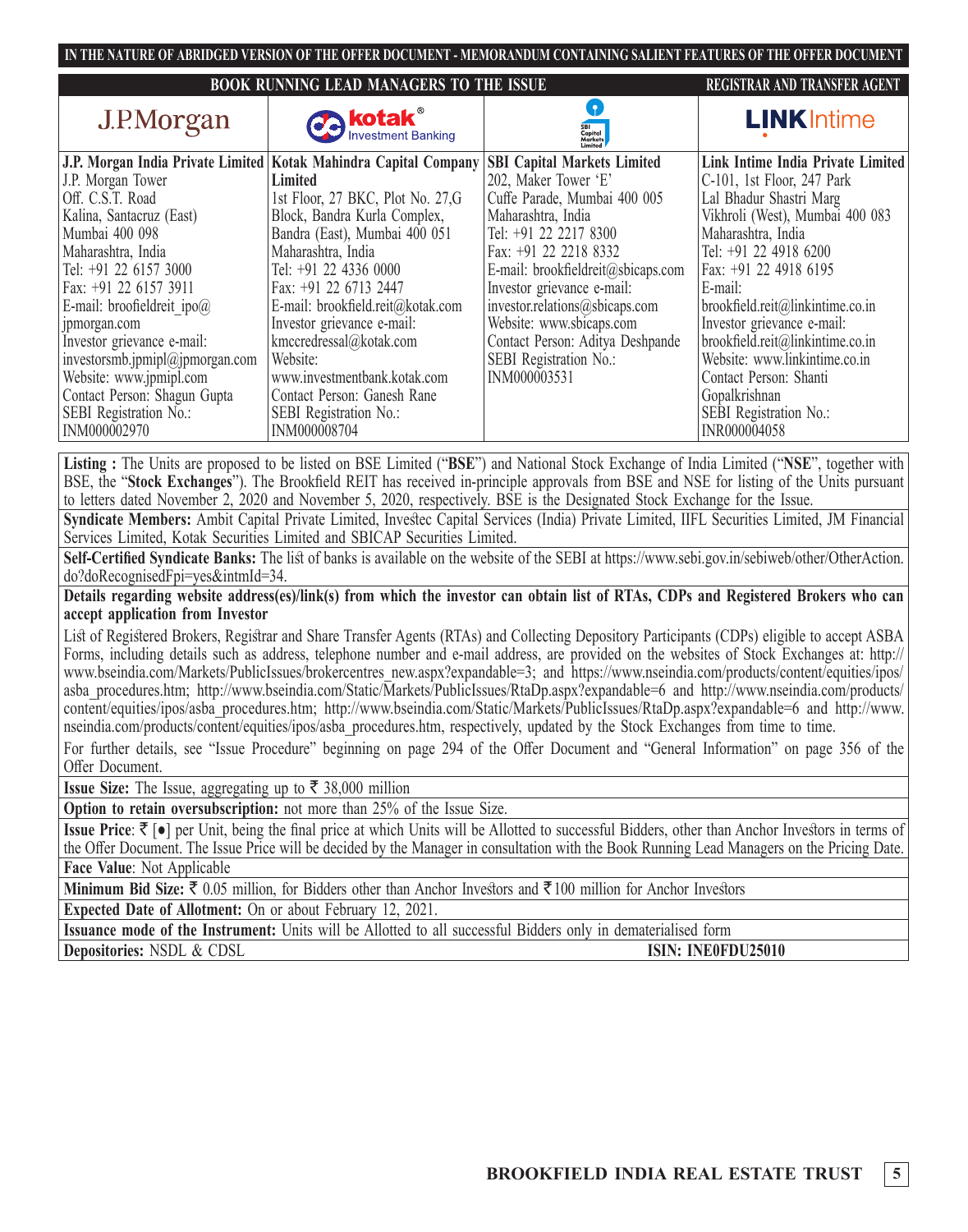**IN THE NATURE OF ABRIDGED VERSION OF THE OFFER DOCUMENT - MEMORANDUM CONTAINING SALIENT FEATURES OF THE OFFER DOCUMENT**

| BOOK RUNNING LEAD MANAGERS TO THE ISSUE | | | REGISTRAR AND TRANSFER AGENT |
|---|---|---|---|
| J.P.Morgan | kotak® Investment Banking | SBI Capital Markets Limited | LINKIntime |
| **J.P. Morgan India Private Limited**<br>J.P. Morgan Tower<br>Off. C.S.T. Road<br>Kalina, Santacruz (East)<br>Mumbai 400 098<br>Maharashtra, India<br>Tel: +91 22 6157 3000<br>Fax: +91 22 6157 3911<br>E-mail: broofieldreit_ipo@jpmorgan.com<br>Investor grievance e-mail: investorsmb.jpmipl@jpmorgan.com<br>Website: www.jpmipl.com<br>Contact Person: Shagun Gupta<br>SEBI Registration No.: INM000002970 | **Kotak Mahindra Capital Company Limited**<br>1st Floor, 27 BKC, Plot No. 27,G Block, Bandra Kurla Complex, Bandra (East), Mumbai 400 051<br>Maharashtra, India<br>Tel: +91 22 4336 0000<br>Fax: +91 22 6713 2447<br>E-mail: brookfield.reit@kotak.com<br>Investor grievance e-mail: kmccredressal@kotak.com<br>Website: www.investmentbank.kotak.com<br>Contact Person: Ganesh Rane<br>SEBI Registration No.: INM000008704 | **SBI Capital Markets Limited**<br>202, Maker Tower 'E'<br>Cuffe Parade, Mumbai 400 005<br>Maharashtra, India<br>Tel: +91 22 2217 8300<br>Fax: +91 22 2218 8332<br>E-mail: brookfieldreit@sbicaps.com<br>Investor grievance e-mail: investor.relations@sbicaps.com<br>Website: www.sbicaps.com<br>Contact Person: Aditya Deshpande<br>SEBI Registration No.: INM000003531 | **Link Intime India Private Limited**<br>C-101, 1st Floor, 247 Park<br>Lal Bhadur Shastri Marg<br>Vikhroli (West), Mumbai 400 083<br>Maharashtra, India<br>Tel: +91 22 4918 6200<br>Fax: +91 22 4918 6195<br>E-mail: brookfield.reit@linkintime.co.in<br>Investor grievance e-mail: brookfield.reit@linkintime.co.in<br>Website: www.linkintime.co.in<br>Contact Person: Shanti Gopalkrishnan<br>SEBI Registration No.: INR000004058 |

**Listing :** The Units are proposed to be listed on BSE Limited ("**BSE**") and National Stock Exchange of India Limited ("**NSE**", together with BSE, the "**Stock Exchanges**"). The Brookfield REIT has received in-principle approvals from BSE and NSE for listing of the Units pursuant to letters dated November 2, 2020 and November 5, 2020, respectively. BSE is the Designated Stock Exchange for the Issue.

**Syndicate Members:** Ambit Capital Private Limited, Investec Capital Services (India) Private Limited, IIFL Securities Limited, JM Financial Services Limited, Kotak Securities Limited and SBICAP Securities Limited.

**Self-Certified Syndicate Banks:** The list of banks is available on the website of the SEBI at https://www.sebi.gov.in/sebiweb/other/OtherAction.do?doRecognisedFpi=yes&intmId=34.

**Details regarding website address(es)/link(s) from which the investor can obtain list of RTAs, CDPs and Registered Brokers who can accept application from Investor**

List of Registered Brokers, Registrar and Share Transfer Agents (RTAs) and Collecting Depository Participants (CDPs) eligible to accept ASBA Forms, including details such as address, telephone number and e-mail address, are provided on the websites of Stock Exchanges at: http://www.bseindia.com/Markets/PublicIssues/brokercentres_new.aspx?expandable=3; and https://www.nseindia.com/products/content/equities/ipos/asba_procedures.htm; http://www.bseindia.com/Static/Markets/PublicIssues/RtaDp.aspx?expandable=6 and http://www.nseindia.com/products/content/equities/ipos/asba_procedures.htm; http://www.bseindia.com/Static/Markets/PublicIssues/RtaDp.aspx?expandable=6 and http://www.nseindia.com/products/content/equities/ipos/asba_procedures.htm, respectively, updated by the Stock Exchanges from time to time.

For further details, see "Issue Procedure" beginning on page 294 of the Offer Document and "General Information" on page 356 of the Offer Document.

**Issue Size:** The Issue, aggregating up to ₹ 38,000 million

**Option to retain oversubscription:** not more than 25% of the Issue Size.

**Issue Price**: ₹ [•] per Unit, being the final price at which Units will be Allotted to successful Bidders, other than Anchor Investors in terms of the Offer Document. The Issue Price will be decided by the Manager in consultation with the Book Running Lead Managers on the Pricing Date.

**Face Value**: Not Applicable

**Minimum Bid Size:** ₹ 0.05 million, for Bidders other than Anchor Investors and ₹ 100 million for Anchor Investors

**Expected Date of Allotment:** On or about February 12, 2021.

**Issuance mode of the Instrument:** Units will be Allotted to all successful Bidders only in dematerialised form

**Depositories:** NSDL & CDSL **ISIN: INE0FDU25010**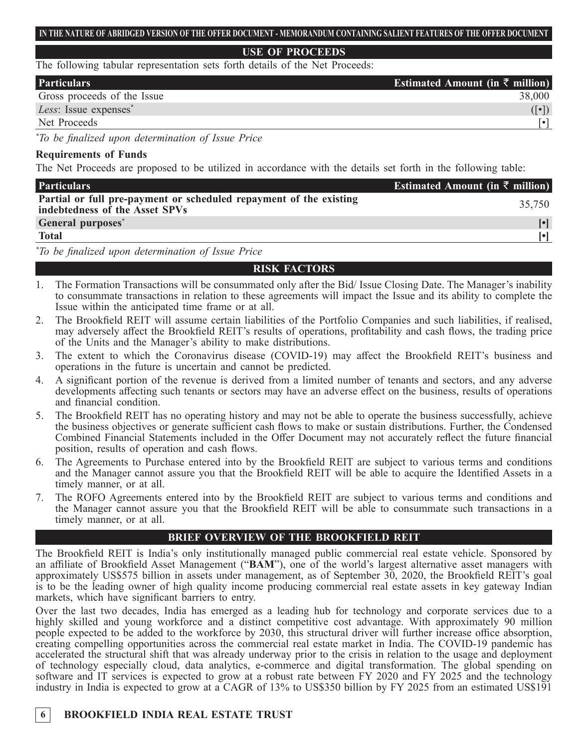## USE OF PROCEEDS

The following tabular representation sets forth details of the Net Proceeds:

| Particulars | Estimated Amount (in ₹ million) |
|---|---|
| Gross proceeds of the Issue | 38,000 |
| *Less*: Issue expenses* | ([•]) |
| Net Proceeds | [•] |

*To be finalized upon determination of Issue Price*

**Requirements of Funds**

The Net Proceeds are proposed to be utilized in accordance with the details set forth in the following table:

| Particulars | Estimated Amount (in ₹ million) |
|---|---|
| **Partial or full pre-payment or scheduled repayment of the existing indebtedness of the Asset SPVs** | 35,750 |
| **General purposes*** | **[•]** |
| **Total** | **[•]** |

*To be finalized upon determination of Issue Price*

## RISK FACTORS

1. The Formation Transactions will be consummated only after the Bid/ Issue Closing Date. The Manager's inability to consummate transactions in relation to these agreements will impact the Issue and its ability to complete the Issue within the anticipated time frame or at all.
2. The Brookfield REIT will assume certain liabilities of the Portfolio Companies and such liabilities, if realised, may adversely affect the Brookfield REIT's results of operations, profitability and cash flows, the trading price of the Units and the Manager's ability to make distributions.
3. The extent to which the Coronavirus disease (COVID-19) may affect the Brookfield REIT's business and operations in the future is uncertain and cannot be predicted.
4. A significant portion of the revenue is derived from a limited number of tenants and sectors, and any adverse developments affecting such tenants or sectors may have an adverse effect on the business, results of operations and financial condition.
5. The Brookfield REIT has no operating history and may not be able to operate the business successfully, achieve the business objectives or generate sufficient cash flows to make or sustain distributions. Further, the Condensed Combined Financial Statements included in the Offer Document may not accurately reflect the future financial position, results of operation and cash flows.
6. The Agreements to Purchase entered into by the Brookfield REIT are subject to various terms and conditions and the Manager cannot assure you that the Brookfield REIT will be able to acquire the Identified Assets in a timely manner, or at all.
7. The ROFO Agreements entered into by the Brookfield REIT are subject to various terms and conditions and the Manager cannot assure you that the Brookfield REIT will be able to consummate such transactions in a timely manner, or at all.

## BRIEF OVERVIEW OF THE BROOKFIELD REIT

The Brookfield REIT is India's only institutionally managed public commercial real estate vehicle. Sponsored by an affiliate of Brookfield Asset Management ("**BAM**"), one of the world's largest alternative asset managers with approximately US$575 billion in assets under management, as of September 30, 2020, the Brookfield REIT's goal is to be the leading owner of high quality income producing commercial real estate assets in key gateway Indian markets, which have significant barriers to entry.

Over the last two decades, India has emerged as a leading hub for technology and corporate services due to a highly skilled and young workforce and a distinct competitive cost advantage. With approximately 90 million people expected to be added to the workforce by 2030, this structural driver will further increase office absorption, creating compelling opportunities across the commercial real estate market in India. The COVID-19 pandemic has accelerated the structural shift that was already underway prior to the crisis in relation to the usage and deployment of technology especially cloud, data analytics, e-commerce and digital transformation. The global spending on software and IT services is expected to grow at a robust rate between FY 2020 and FY 2025 and the technology industry in India is expected to grow at a CAGR of 13% to US$350 billion by FY 2025 from an estimated US$191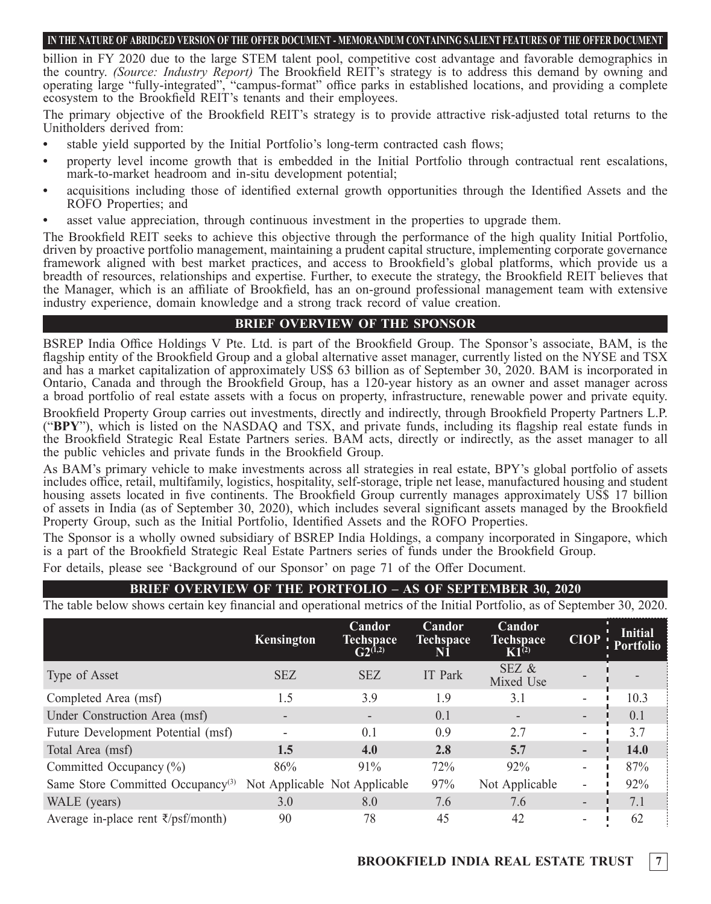billion in FY 2020 due to the large STEM talent pool, competitive cost advantage and favorable demographics in the country. *(Source: Industry Report)* The Brookfield REIT's strategy is to address this demand by owning and operating large "fully-integrated", "campus-format" office parks in established locations, and providing a complete ecosystem to the Brookfield REIT's tenants and their employees.

The primary objective of the Brookfield REIT's strategy is to provide attractive risk-adjusted total returns to the Unitholders derived from:

- stable yield supported by the Initial Portfolio's long-term contracted cash flows;
- property level income growth that is embedded in the Initial Portfolio through contractual rent escalations, mark-to-market headroom and in-situ development potential;
- acquisitions including those of identified external growth opportunities through the Identified Assets and the ROFO Properties; and
- asset value appreciation, through continuous investment in the properties to upgrade them.

The Brookfield REIT seeks to achieve this objective through the performance of the high quality Initial Portfolio, driven by proactive portfolio management, maintaining a prudent capital structure, implementing corporate governance framework aligned with best market practices, and access to Brookfield's global platforms, which provide us a breadth of resources, relationships and expertise. Further, to execute the strategy, the Brookfield REIT believes that the Manager, which is an affiliate of Brookfield, has an on-ground professional management team with extensive industry experience, domain knowledge and a strong track record of value creation.

## BRIEF OVERVIEW OF THE SPONSOR

BSREP India Office Holdings V Pte. Ltd. is part of the Brookfield Group. The Sponsor's associate, BAM, is the flagship entity of the Brookfield Group and a global alternative asset manager, currently listed on the NYSE and TSX and has a market capitalization of approximately US$ 63 billion as of September 30, 2020. BAM is incorporated in Ontario, Canada and through the Brookfield Group, has a 120-year history as an owner and asset manager across a broad portfolio of real estate assets with a focus on property, infrastructure, renewable power and private equity.

Brookfield Property Group carries out investments, directly and indirectly, through Brookfield Property Partners L.P. ("**BPY**"), which is listed on the NASDAQ and TSX, and private funds, including its flagship real estate funds in the Brookfield Strategic Real Estate Partners series. BAM acts, directly or indirectly, as the asset manager to all the public vehicles and private funds in the Brookfield Group.

As BAM's primary vehicle to make investments across all strategies in real estate, BPY's global portfolio of assets includes office, retail, multifamily, logistics, hospitality, self-storage, triple net lease, manufactured housing and student housing assets located in five continents. The Brookfield Group currently manages approximately US$ 17 billion of assets in India (as of September 30, 2020), which includes several significant assets managed by the Brookfield Property Group, such as the Initial Portfolio, Identified Assets and the ROFO Properties.

The Sponsor is a wholly owned subsidiary of BSREP India Holdings, a company incorporated in Singapore, which is a part of the Brookfield Strategic Real Estate Partners series of funds under the Brookfield Group.

For details, please see 'Background of our Sponsor' on page 71 of the Offer Document.

## BRIEF OVERVIEW OF THE PORTFOLIO – AS OF SEPTEMBER 30, 2020

The table below shows certain key financial and operational metrics of the Initial Portfolio, as of September 30, 2020.

| | Kensington | Candor Techspace G2[1,2] | Candor Techspace N1 | Candor Techspace K1[2] | CIOP | Initial Portfolio |
|---|---|---|---|---|---|---|
| Type of Asset | SEZ | SEZ | IT Park | SEZ & Mixed Use | - | - |
| Completed Area (msf) | 1.5 | 3.9 | 1.9 | 3.1 | - | 10.3 |
| Under Construction Area (msf) | - | - | 0.1 | - | - | 0.1 |
| Future Development Potential (msf) | - | 0.1 | 0.9 | 2.7 | - | 3.7 |
| Total Area (msf) | **1.5** | **4.0** | **2.8** | **5.7** | **-** | **14.0** |
| Committed Occupancy (%) | 86% | 91% | 72% | 92% | - | 87% |
| Same Store Committed Occupancy[3] | Not Applicable | Not Applicable | 97% | Not Applicable | - | 92% |
| WALE (years) | 3.0 | 8.0 | 7.6 | 7.6 | - | 7.1 |
| Average in-place rent ₹/psf/month) | 90 | 78 | 45 | 42 | - | 62 |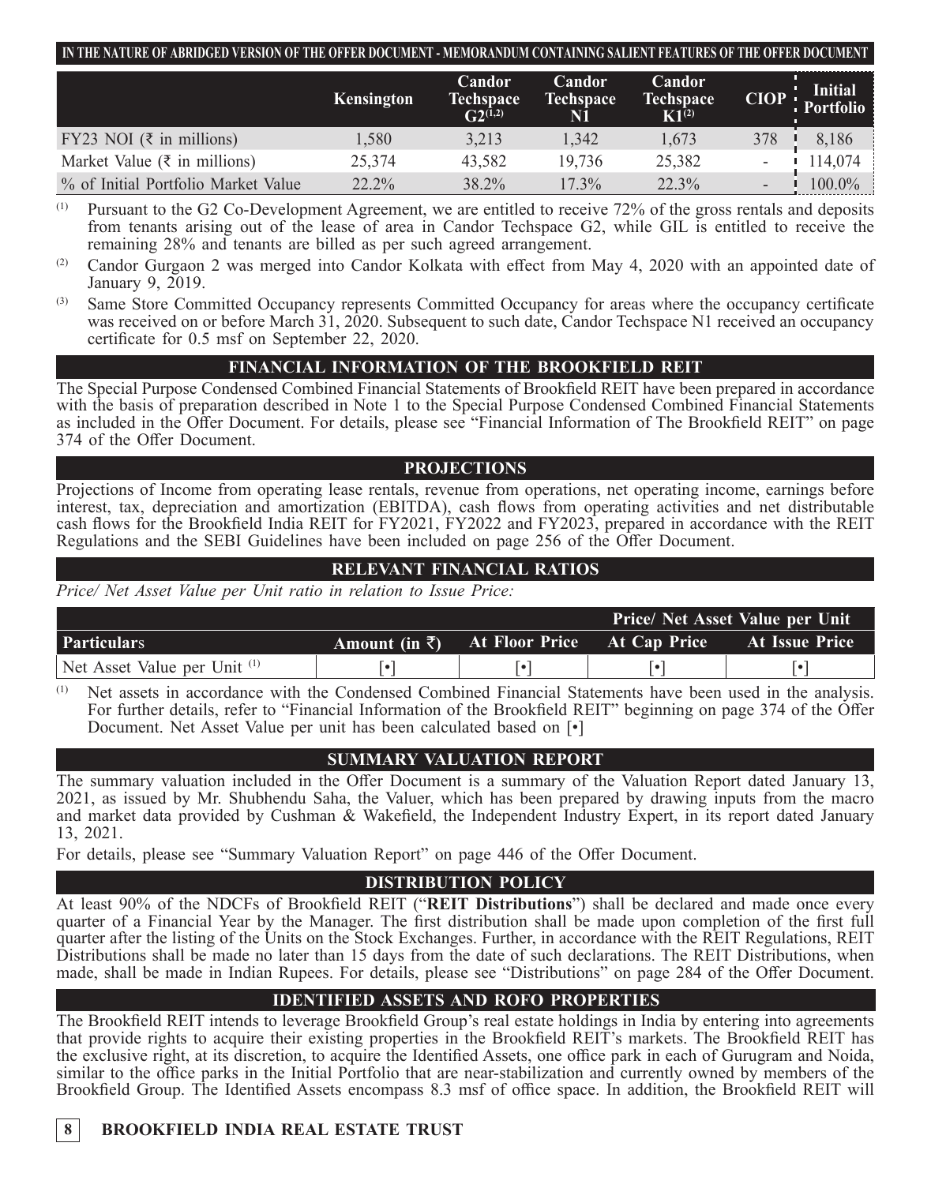IN THE NATURE OF ABRIDGED VERSION OF THE OFFER DOCUMENT - MEMORANDUM CONTAINING SALIENT FEATURES OF THE OFFER DOCUMENT

| | Kensington | Candor Techspace G2(1,2) | Candor Techspace N1 | Candor Techspace K1(2) | CIOP | Initial Portfolio |
|---|---|---|---|---|---|---|
| FY23 NOI (₹ in millions) | 1,580 | 3,213 | 1,342 | 1,673 | 378 | 8,186 |
| Market Value (₹ in millions) | 25,374 | 43,582 | 19,736 | 25,382 | - | 114,074 |
| % of Initial Portfolio Market Value | 22.2% | 38.2% | 17.3% | 22.3% | - | 100.0% |

(1) Pursuant to the G2 Co-Development Agreement, we are entitled to receive 72% of the gross rentals and deposits from tenants arising out of the lease of area in Candor Techspace G2, while GIL is entitled to receive the remaining 28% and tenants are billed as per such agreed arrangement.

(2) Candor Gurgaon 2 was merged into Candor Kolkata with effect from May 4, 2020 with an appointed date of January 9, 2019.

(3) Same Store Committed Occupancy represents Committed Occupancy for areas where the occupancy certificate was received on or before March 31, 2020. Subsequent to such date, Candor Techspace N1 received an occupancy certificate for 0.5 msf on September 22, 2020.

## FINANCIAL INFORMATION OF THE BROOKFIELD REIT

The Special Purpose Condensed Combined Financial Statements of Brookfield REIT have been prepared in accordance with the basis of preparation described in Note 1 to the Special Purpose Condensed Combined Financial Statements as included in the Offer Document. For details, please see "Financial Information of The Brookfield REIT" on page 374 of the Offer Document.

## PROJECTIONS

Projections of Income from operating lease rentals, revenue from operations, net operating income, earnings before interest, tax, depreciation and amortization (EBITDA), cash flows from operating activities and net distributable cash flows for the Brookfield India REIT for FY2021, FY2022 and FY2023, prepared in accordance with the REIT Regulations and the SEBI Guidelines have been included on page 256 of the Offer Document.

## RELEVANT FINANCIAL RATIOS

*Price/ Net Asset Value per Unit ratio in relation to Issue Price:*

| | | Price/ Net Asset Value per Unit | | |
|---|---|---|---|---|
| **Particulars** | **Amount (in ₹)** | **At Floor Price** | **At Cap Price** | **At Issue Price** |
| Net Asset Value per Unit (1) | [•] | [•] | [•] | [•] |

(1) Net assets in accordance with the Condensed Combined Financial Statements have been used in the analysis. For further details, refer to "Financial Information of the Brookfield REIT" beginning on page 374 of the Offer Document. Net Asset Value per unit has been calculated based on [•]

## SUMMARY VALUATION REPORT

The summary valuation included in the Offer Document is a summary of the Valuation Report dated January 13, 2021, as issued by Mr. Shubhendu Saha, the Valuer, which has been prepared by drawing inputs from the macro and market data provided by Cushman & Wakefield, the Independent Industry Expert, in its report dated January 13, 2021.

For details, please see "Summary Valuation Report" on page 446 of the Offer Document.

## DISTRIBUTION POLICY

At least 90% of the NDCFs of Brookfield REIT ("**REIT Distributions**") shall be declared and made once every quarter of a Financial Year by the Manager. The first distribution shall be made upon completion of the first full quarter after the listing of the Units on the Stock Exchanges. Further, in accordance with the REIT Regulations, REIT Distributions shall be made no later than 15 days from the date of such declarations. The REIT Distributions, when made, shall be made in Indian Rupees. For details, please see "Distributions" on page 284 of the Offer Document.

## IDENTIFIED ASSETS AND ROFO PROPERTIES

The Brookfield REIT intends to leverage Brookfield Group's real estate holdings in India by entering into agreements that provide rights to acquire their existing properties in the Brookfield REIT's markets. The Brookfield REIT has the exclusive right, at its discretion, to acquire the Identified Assets, one office park in each of Gurugram and Noida, similar to the office parks in the Initial Portfolio that are near-stabilization and currently owned by members of the Brookfield Group. The Identified Assets encompass 8.3 msf of office space. In addition, the Brookfield REIT will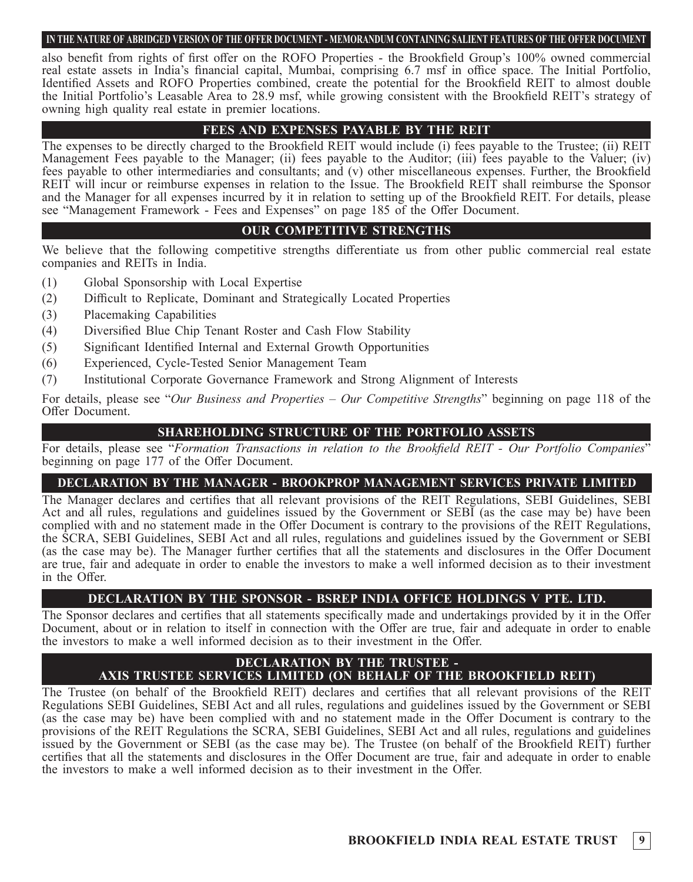also benefit from rights of first offer on the ROFO Properties - the Brookfield Group's 100% owned commercial real estate assets in India's financial capital, Mumbai, comprising 6.7 msf in office space. The Initial Portfolio, Identified Assets and ROFO Properties combined, create the potential for the Brookfield REIT to almost double the Initial Portfolio's Leasable Area to 28.9 msf, while growing consistent with the Brookfield REIT's strategy of owning high quality real estate in premier locations.

## FEES AND EXPENSES PAYABLE BY THE REIT

The expenses to be directly charged to the Brookfield REIT would include (i) fees payable to the Trustee; (ii) REIT Management Fees payable to the Manager; (ii) fees payable to the Auditor; (iii) fees payable to the Valuer; (iv) fees payable to other intermediaries and consultants; and (v) other miscellaneous expenses. Further, the Brookfield REIT will incur or reimburse expenses in relation to the Issue. The Brookfield REIT shall reimburse the Sponsor and the Manager for all expenses incurred by it in relation to setting up of the Brookfield REIT. For details, please see "Management Framework - Fees and Expenses" on page 185 of the Offer Document.

## OUR COMPETITIVE STRENGTHS

We believe that the following competitive strengths differentiate us from other public commercial real estate companies and REITs in India.

(1) Global Sponsorship with Local Expertise

(2) Difficult to Replicate, Dominant and Strategically Located Properties

(3) Placemaking Capabilities

(4) Diversified Blue Chip Tenant Roster and Cash Flow Stability

(5) Significant Identified Internal and External Growth Opportunities

(6) Experienced, Cycle-Tested Senior Management Team

(7) Institutional Corporate Governance Framework and Strong Alignment of Interests

For details, please see "*Our Business and Properties – Our Competitive Strengths*" beginning on page 118 of the Offer Document.

## SHAREHOLDING STRUCTURE OF THE PORTFOLIO ASSETS

For details, please see "*Formation Transactions in relation to the Brookfield REIT - Our Portfolio Companies*" beginning on page 177 of the Offer Document.

## DECLARATION BY THE MANAGER - BROOKPROP MANAGEMENT SERVICES PRIVATE LIMITED

The Manager declares and certifies that all relevant provisions of the REIT Regulations, SEBI Guidelines, SEBI Act and all rules, regulations and guidelines issued by the Government or SEBI (as the case may be) have been complied with and no statement made in the Offer Document is contrary to the provisions of the REIT Regulations, the SCRA, SEBI Guidelines, SEBI Act and all rules, regulations and guidelines issued by the Government or SEBI (as the case may be). The Manager further certifies that all the statements and disclosures in the Offer Document are true, fair and adequate in order to enable the investors to make a well informed decision as to their investment in the Offer.

## DECLARATION BY THE SPONSOR - BSREP INDIA OFFICE HOLDINGS V PTE. LTD.

The Sponsor declares and certifies that all statements specifically made and undertakings provided by it in the Offer Document, about or in relation to itself in connection with the Offer are true, fair and adequate in order to enable the investors to make a well informed decision as to their investment in the Offer.

## DECLARATION BY THE TRUSTEE - AXIS TRUSTEE SERVICES LIMITED (ON BEHALF OF THE BROOKFIELD REIT)

The Trustee (on behalf of the Brookfield REIT) declares and certifies that all relevant provisions of the REIT Regulations SEBI Guidelines, SEBI Act and all rules, regulations and guidelines issued by the Government or SEBI (as the case may be) have been complied with and no statement made in the Offer Document is contrary to the provisions of the REIT Regulations the SCRA, SEBI Guidelines, SEBI Act and all rules, regulations and guidelines issued by the Government or SEBI (as the case may be). The Trustee (on behalf of the Brookfield REIT) further certifies that all the statements and disclosures in the Offer Document are true, fair and adequate in order to enable the investors to make a well informed decision as to their investment in the Offer.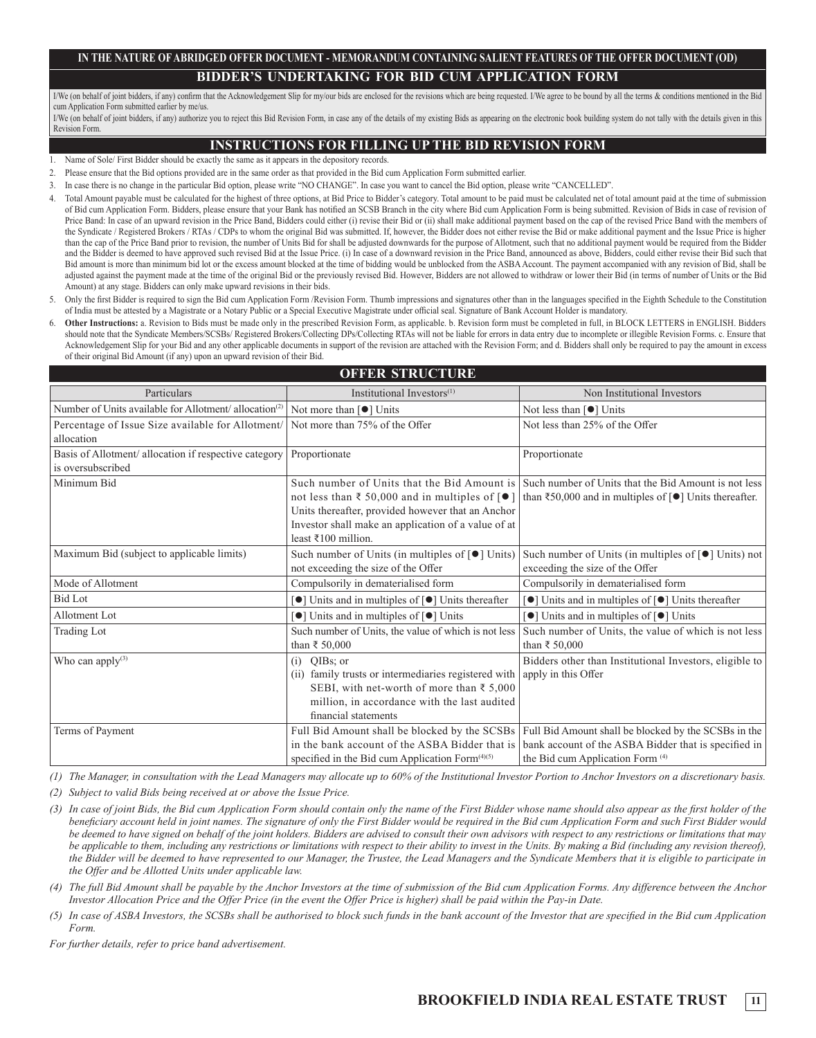# IN THE NATURE OF ABRIDGED OFFER DOCUMENT - MEMORANDUM CONTAINING SALIENT FEATURES OF THE OFFER DOCUMENT (OD)

## BIDDER'S UNDERTAKING FOR BID CUM APPLICATION FORM

I/We (on behalf of joint bidders, if any) confirm that the Acknowledgement Slip for my/our bids are enclosed for the revisions which are being requested. I/We agree to be bound by all the terms & conditions mentioned in the Bid cum Application Form submitted earlier by me/us.

I/We (on behalf of joint bidders, if any) authorize you to reject this Bid Revision Form, in case any of the details of my existing Bids as appearing on the electronic book building system do not tally with the details given in this Revision Form.

## INSTRUCTIONS FOR FILLING UP THE BID REVISION FORM

1. Name of Sole/ First Bidder should be exactly the same as it appears in the depository records.
2. Please ensure that the Bid options provided are in the same order as that provided in the Bid cum Application Form submitted earlier.
3. In case there is no change in the particular Bid option, please write "NO CHANGE". In case you want to cancel the Bid option, please write "CANCELLED".
4. Total Amount payable must be calculated for the highest of three options, at Bid Price to Bidder's category. Total amount to be paid must be calculated net of total amount paid at the time of submission of Bid cum Application Form. Bidders, please ensure that your Bank has notified an SCSB Branch in the city where Bid cum Application Form is being submitted. Revision of Bids in case of revision of Price Band: In case of an upward revision in the Price Band, Bidders could either (i) revise their Bid or (ii) shall make additional payment based on the cap of the revised Price Band with the members of the Syndicate / Registered Brokers / RTAs / CDPs to whom the original Bid was submitted. If, however, the Bidder does not either revise the Bid or make additional payment and the Issue Price is higher than the cap of the Price Band prior to revision, the number of Units Bid for shall be adjusted downwards for the purpose of Allotment, such that no additional payment would be required from the Bidder and the Bidder is deemed to have approved such revised Bid at the Issue Price. (i) In case of a downward revision in the Price Band, announced as above, Bidders, could either revise their Bid such that Bid amount is more than minimum bid lot or the excess amount blocked at the time of bidding would be unblocked from the ASBA Account. The payment accompanied with any revision of Bid, shall be adjusted against the payment made at the time of the original Bid or the previously revised Bid. However, Bidders are not allowed to withdraw or lower their Bid (in terms of number of Units or the Bid Amount) at any stage. Bidders can only make upward revisions in their bids.
5. Only the first Bidder is required to sign the Bid cum Application Form /Revision Form. Thumb impressions and signatures other than in the languages specified in the Eighth Schedule to the Constitution of India must be attested by a Magistrate or a Notary Public or a Special Executive Magistrate under official seal. Signature of Bank Account Holder is mandatory.
6. **Other Instructions:** a. Revision to Bids must be made only in the prescribed Revision Form, as applicable. b. Revision form must be completed in full, in BLOCK LETTERS in ENGLISH. Bidders should note that the Syndicate Members/SCSBs/ Registered Brokers/Collecting DPs/Collecting RTAs will not be liable for errors in data entry due to incomplete or illegible Revision Forms. c. Ensure that Acknowledgement Slip for your Bid and any other applicable documents in support of the revision are attached with the Revision Form; and d. Bidders shall only be required to pay the amount in excess of their original Bid Amount (if any) upon an upward revision of their Bid.

## OFFER STRUCTURE

| Particulars | Institutional Investors[1] | Non Institutional Investors |
|---|---|---|
| Number of Units available for Allotment/ allocation[2] | Not more than [●] Units | Not less than [●] Units |
| Percentage of Issue Size available for Allotment/ allocation | Not more than 75% of the Offer | Not less than 25% of the Offer |
| Basis of Allotment/ allocation if respective category is oversubscribed | Proportionate | Proportionate |
| Minimum Bid | Such number of Units that the Bid Amount is not less than ₹ 50,000 and in multiples of [●] Units thereafter, provided however that an Anchor Investor shall make an application of a value of at least ₹100 million. | Such number of Units that the Bid Amount is not less than ₹50,000 and in multiples of [●] Units thereafter. |
| Maximum Bid (subject to applicable limits) | Such number of Units (in multiples of [●] Units) not exceeding the size of the Offer | Such number of Units (in multiples of [●] Units) not exceeding the size of the Offer |
| Mode of Allotment | Compulsorily in dematerialised form | Compulsorily in dematerialised form |
| Bid Lot | [●] Units and in multiples of [●] Units thereafter | [●] Units and in multiples of [●] Units thereafter |
| Allotment Lot | [●] Units and in multiples of [●] Units | [●] Units and in multiples of [●] Units |
| Trading Lot | Such number of Units, the value of which is not less than ₹ 50,000 | Such number of Units, the value of which is not less than ₹ 50,000 |
| Who can apply[3] | (i) QIBs; or (ii) family trusts or intermediaries registered with SEBI, with net-worth of more than ₹ 5,000 million, in accordance with the last audited financial statements | Bidders other than Institutional Investors, eligible to apply in this Offer |
| Terms of Payment | Full Bid Amount shall be blocked by the SCSBs in the bank account of the ASBA Bidder that is specified in the Bid cum Application Form[4][5] | Full Bid Amount shall be blocked by the SCSBs in the bank account of the ASBA Bidder that is specified in the Bid cum Application Form [4] |

*(1) The Manager, in consultation with the Lead Managers may allocate up to 60% of the Institutional Investor Portion to Anchor Investors on a discretionary basis.*

*(2) Subject to valid Bids being received at or above the Issue Price.*

*(3) In case of joint Bids, the Bid cum Application Form should contain only the name of the First Bidder whose name should also appear as the first holder of the beneficiary account held in joint names. The signature of only the First Bidder would be required in the Bid cum Application Form and such First Bidder would be deemed to have signed on behalf of the joint holders. Bidders are advised to consult their own advisors with respect to any restrictions or limitations that may be applicable to them, including any restrictions or limitations with respect to their ability to invest in the Units. By making a Bid (including any revision thereof), the Bidder will be deemed to have represented to our Manager, the Trustee, the Lead Managers and the Syndicate Members that it is eligible to participate in the Offer and be Allotted Units under applicable law.*

*(4) The full Bid Amount shall be payable by the Anchor Investors at the time of submission of the Bid cum Application Forms. Any difference between the Anchor Investor Allocation Price and the Offer Price (in the event the Offer Price is higher) shall be paid within the Pay-in Date.*

*(5) In case of ASBA Investors, the SCSBs shall be authorised to block such funds in the bank account of the Investor that are specified in the Bid cum Application Form.*

*For further details, refer to price band advertisement.*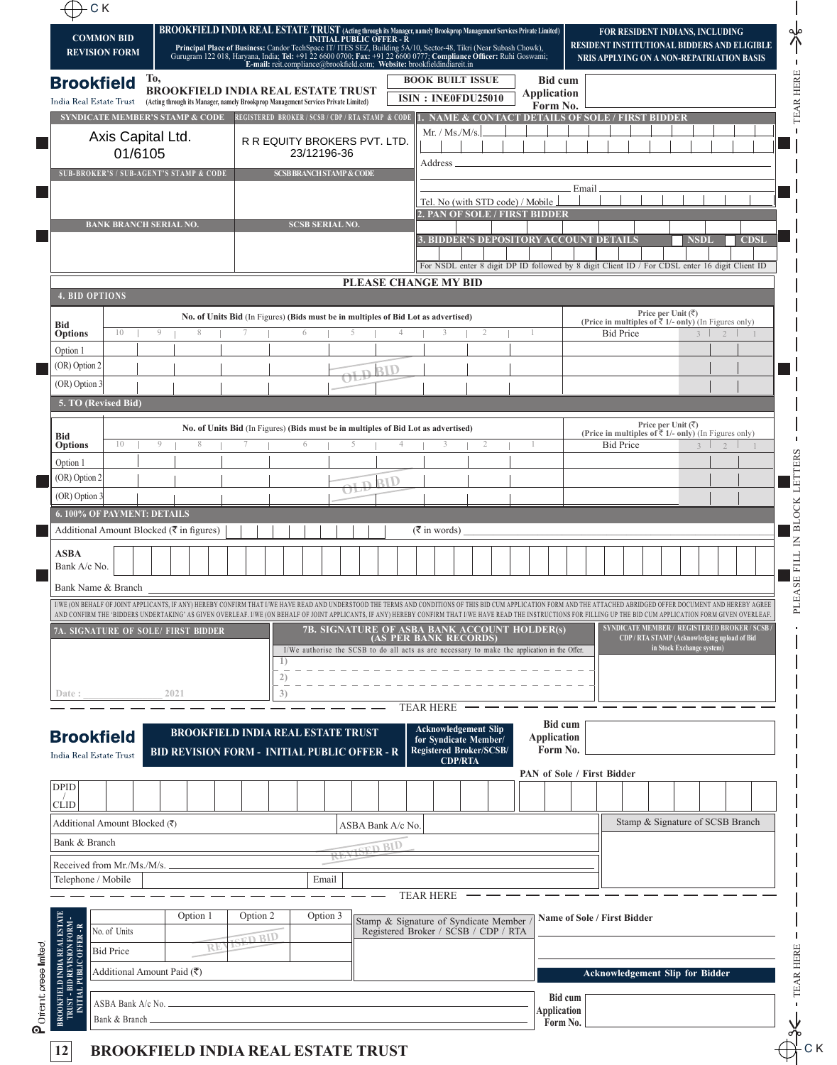COMMON BID REVISION FORM

**BROOKFIELD INDIA REAL ESTATE TRUST** (Acting through its Manager, namely Brookprop Management Services Private Limited)
**INITIAL PUBLIC OFFER - R**
**Principal Place of Business:** Candor TechSpace IT/ ITES SEZ, Building 5A/10, Sector-48, Tikri (Near Subash Chowk), Gurugram 122 018, Haryana, India; **Tel:** +91 22 6600 0700; **Fax:** +91 22 6600 0777; **Compliance Officer:** Ruhi Goswami; **E-mail:** reit.compliance@brookfield.com; **Website:** brookfieldindiareit.in

FOR RESIDENT INDIANS, INCLUDING RESIDENT INSTITUTIONAL BIDDERS AND ELIGIBLE NRIS APPLYING ON A NON-REPATRIATION BASIS

**Brookfield** India Real Estate Trust

To,
**BROOKFIELD INDIA REAL ESTATE TRUST**
(Acting through its Manager, namely Brookprop Management Services Private Limited)

BOOK BUILT ISSUE
ISIN : INE0FDU25010

Bid cum Application Form No.

| SYNDICATE MEMBER'S STAMP & CODE | REGISTERED BROKER / SCSB / CDP / RTA STAMP & CODE |
|---|---|
| Axis Capital Ltd. 01/6105 | R R EQUITY BROKERS PVT. LTD. 23/12196-36 |
| **SUB-BROKER'S / SUB-AGENT'S STAMP & CODE** | **SCSB BRANCH STAMP & CODE** |
| | |
| **BANK BRANCH SERIAL NO.** | **SCSB SERIAL NO.** |
| | |

**1. NAME & CONTACT DETAILS OF SOLE / FIRST BIDDER**

Mr. / Ms./M/s.

Address

Email

Tel. No (with STD code) / Mobile

**2. PAN OF SOLE / FIRST BIDDER**

**3. BIDDER'S DEPOSITORY ACCOUNT DETAILS** ☐ NSDL ☐ CDSL

For NSDL enter 8 digit DP ID followed by 8 digit Client ID / For CDSL enter 16 digit Client ID

**PLEASE CHANGE MY BID**

**4. BID OPTIONS**

| Bid Options | No. of Units Bid (In Figures) (Bids must be in multiples of Bid Lot as advertised) 10 9 8 7 6 5 4 3 2 1 | Price per Unit (₹) (Price in multiples of ₹ 1/- only) (In Figures only) Bid Price 3 2 1 |
|---|---|---|
| Option 1 | | |
| (OR) Option 2 | OLD BID | |
| (OR) Option 3 | | |

**5. TO (Revised Bid)**

| Bid Options | No. of Units Bid (In Figures) (Bids must be in multiples of Bid Lot as advertised) 10 9 8 7 6 5 4 3 2 1 | Price per Unit (₹) (Price in multiples of ₹ 1/- only) (In Figures only) Bid Price 3 2 1 |
|---|---|---|
| Option 1 | | |
| (OR) Option 2 | OLD BID | |
| (OR) Option 3 | | |

**6. 100% OF PAYMENT: DETAILS**

Additional Amount Blocked (₹ in figures) (₹ in words)

**ASBA** Bank A/c No.

Bank Name & Branch

I/WE (ON BEHALF OF JOINT APPLICANTS, IF ANY) HEREBY CONFIRM THAT I/WE HAVE READ AND UNDERSTOOD THE TERMS AND CONDITIONS OF THIS BID CUM APPLICATION FORM AND THE ATTACHED ABRIDGED OFFER DOCUMENT AND HEREBY AGREE AND CONFIRM THE 'BIDDERS UNDERTAKING' AS GIVEN OVERLEAF. I/WE (ON BEHALF OF JOINT APPLICANTS, IF ANY) HEREBY CONFIRM THAT I/WE HAVE READ THE INSTRUCTIONS FOR FILLING UP THE BID CUM APPLICATION FORM GIVEN OVERLEAF.

| 7A. SIGNATURE OF SOLE/ FIRST BIDDER | 7B. SIGNATURE OF ASBA BANK ACCOUNT HOLDER(s) (AS PER BANK RECORDS) | SYNDICATE MEMBER / REGISTERED BROKER / SCSB / CDP / RTA STAMP (Acknowledging upload of Bid in Stock Exchange system) |
|---|---|---|
| Date : __________ 2021 | I/We authorise the SCSB to do all acts as are necessary to make the application in the Offer. 1) 2) 3) | |

TEAR HERE

**Brookfield** India Real Estate Trust

**BROOKFIELD INDIA REAL ESTATE TRUST**
**BID REVISION FORM - INITIAL PUBLIC OFFER - R**

Acknowledgement Slip for Syndicate Member/ Registered Broker/SCSB/ CDP/RTA

Bid cum Application Form No.

PAN of Sole / First Bidder

DPID / CLID

Additional Amount Blocked (₹) | ASBA Bank A/c No.

Bank & Branch

Received from Mr./Ms./M/s.

Telephone / Mobile | Email

Stamp & Signature of SCSB Branch

TEAR HERE

BROOKFIELD INDIA REAL ESTATE TRUST - BID REVISION FORM - INITIAL PUBLIC OFFER - R

| | Option 1 | Option 2 | Option 3 |
|---|---|---|---|
| No. of Units | | REVISED BID | |
| Bid Price | | | |
| Additional Amount Paid (₹) | | | |

Stamp & Signature of Syndicate Member / Registered Broker / SCSB / CDP / RTA

Name of Sole / First Bidder

**Acknowledgement Slip for Bidder**

ASBA Bank A/c No.

Bank & Branch

Bid cum Application Form No.